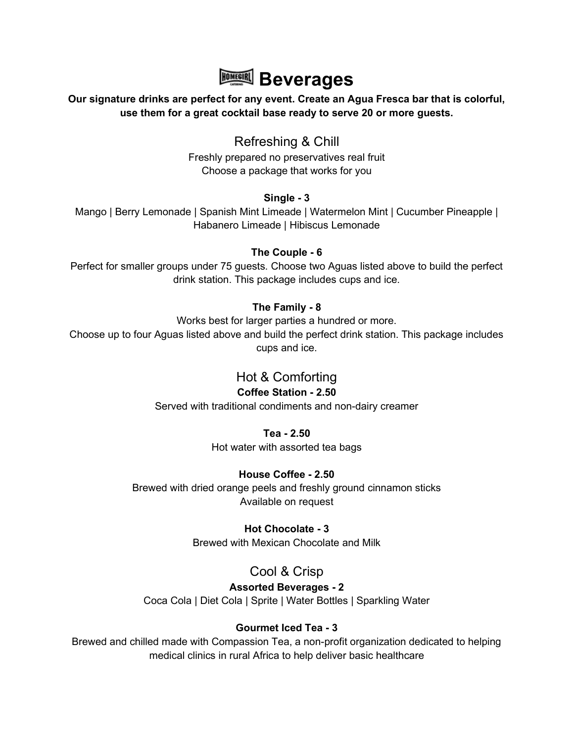# Beverages

**Our signature drinks are perfect for any event. Create an Agua Fresca bar that is colorful, use them for a great cocktail base ready to serve 20 or more guests.**

## Refreshing & Chill

Freshly prepared no preservatives real fruit
Choose a package that works for you

**Single - 3**

Mango | Berry Lemonade | Spanish Mint Limeade | Watermelon Mint | Cucumber Pineapple | Habanero Limeade | Hibiscus Lemonade

**The Couple - 6**

Perfect for smaller groups under 75 guests. Choose two Aguas listed above to build the perfect drink station. This package includes cups and ice.

**The Family - 8**

Works best for larger parties a hundred or more.
Choose up to four Aguas listed above and build the perfect drink station. This package includes cups and ice.

## Hot & Comforting

**Coffee Station - 2.50**

Served with traditional condiments and non-dairy creamer

**Tea - 2.50**

Hot water with assorted tea bags

**House Coffee - 2.50**

Brewed with dried orange peels and freshly ground cinnamon sticks
Available on request

**Hot Chocolate - 3**

Brewed with Mexican Chocolate and Milk

## Cool & Crisp

**Assorted Beverages - 2**

Coca Cola | Diet Cola | Sprite | Water Bottles | Sparkling Water

**Gourmet Iced Tea - 3**

Brewed and chilled made with Compassion Tea, a non-profit organization dedicated to helping medical clinics in rural Africa to help deliver basic healthcare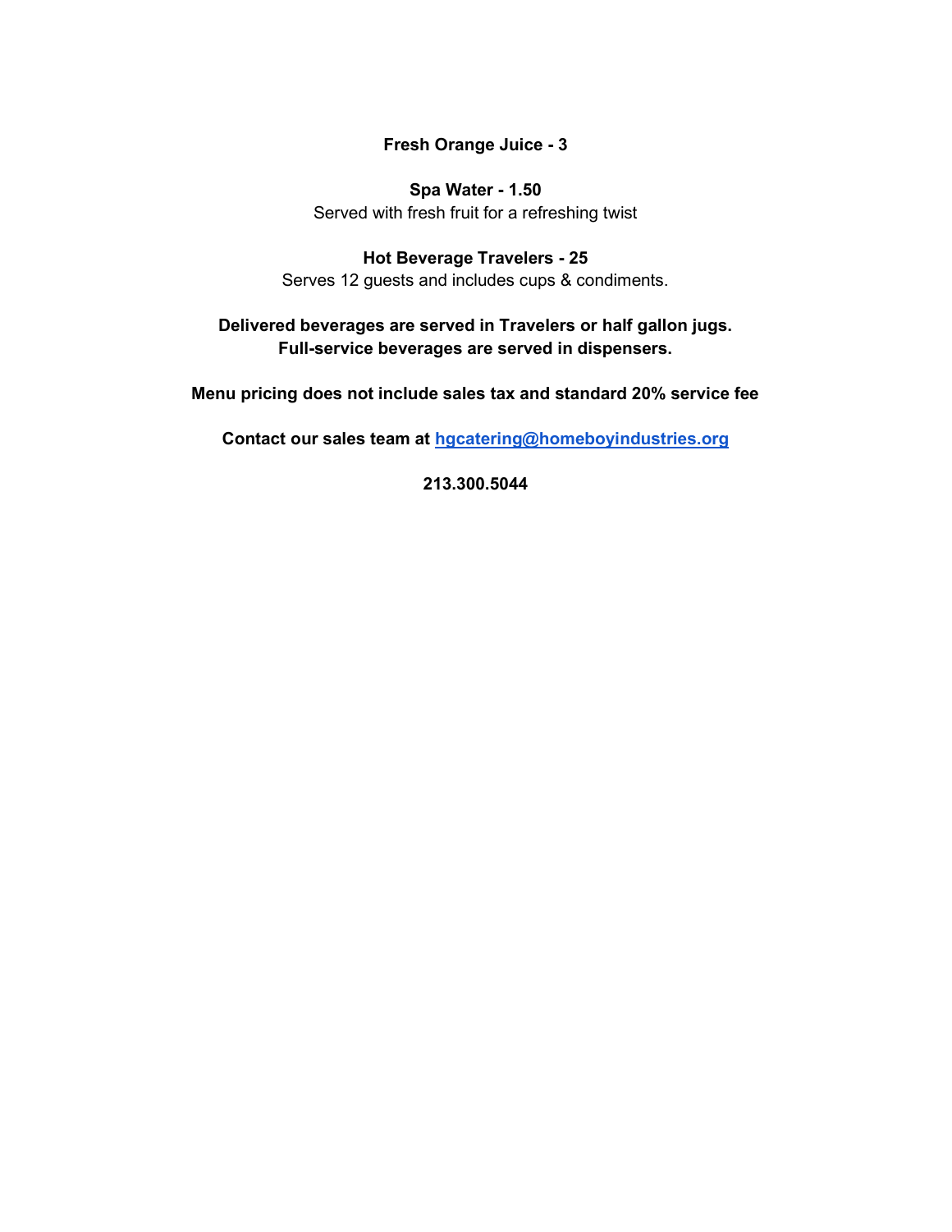**Fresh Orange Juice - 3**

**Spa Water - 1.50**
Served with fresh fruit for a refreshing twist

**Hot Beverage Travelers - 25**
Serves 12 guests and includes cups & condiments.

**Delivered beverages are served in Travelers or half gallon jugs.**
**Full-service beverages are served in dispensers.**

**Menu pricing does not include sales tax and standard 20% service fee**

**Contact our sales team at [hgcatering@homeboyindustries.org](mailto:hgcatering@homeboyindustries.org)**

**213.300.5044**